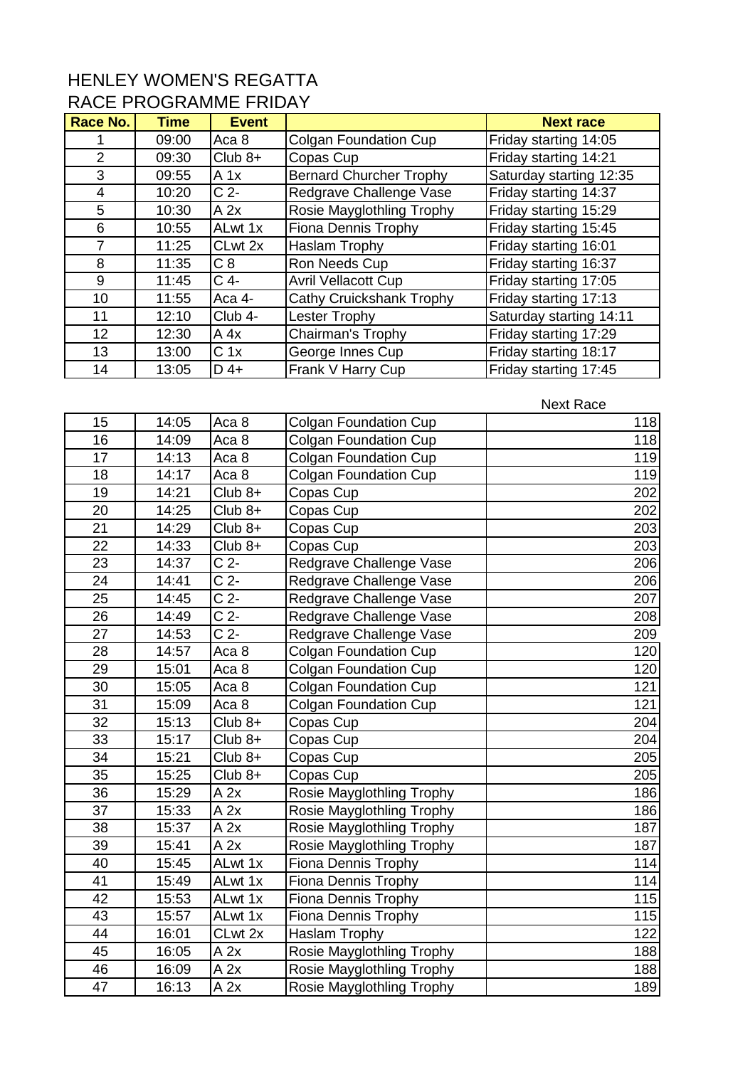# HENLEY WOMEN'S REGATTA
## RACE PROGRAMME FRIDAY

| Race No. | Time | Event | | Next race |
|---|---|---|---|---|
| 1 | 09:00 | Aca 8 | Colgan Foundation Cup | Friday starting 14:05 |
| 2 | 09:30 | Club 8+ | Copas Cup | Friday starting 14:21 |
| 3 | 09:55 | A 1x | Bernard Churcher Trophy | Saturday starting 12:35 |
| 4 | 10:20 | C 2- | Redgrave Challenge Vase | Friday starting 14:37 |
| 5 | 10:30 | A 2x | Rosie Mayglothling Trophy | Friday starting 15:29 |
| 6 | 10:55 | ALwt 1x | Fiona Dennis Trophy | Friday starting 15:45 |
| 7 | 11:25 | CLwt 2x | Haslam Trophy | Friday starting 16:01 |
| 8 | 11:35 | C 8 | Ron Needs Cup | Friday starting 16:37 |
| 9 | 11:45 | C 4- | Avril Vellacott Cup | Friday starting 17:05 |
| 10 | 11:55 | Aca 4- | Cathy Cruickshank Trophy | Friday starting 17:13 |
| 11 | 12:10 | Club 4- | Lester Trophy | Saturday starting 14:11 |
| 12 | 12:30 | A 4x | Chairman's Trophy | Friday starting 17:29 |
| 13 | 13:00 | C 1x | George Innes Cup | Friday starting 18:17 |
| 14 | 13:05 | D 4+ | Frank V Harry Cup | Friday starting 17:45 |

| | | | | Next Race |
|---|---|---|---|---|
| 15 | 14:05 | Aca 8 | Colgan Foundation Cup | 118 |
| 16 | 14:09 | Aca 8 | Colgan Foundation Cup | 118 |
| 17 | 14:13 | Aca 8 | Colgan Foundation Cup | 119 |
| 18 | 14:17 | Aca 8 | Colgan Foundation Cup | 119 |
| 19 | 14:21 | Club 8+ | Copas Cup | 202 |
| 20 | 14:25 | Club 8+ | Copas Cup | 202 |
| 21 | 14:29 | Club 8+ | Copas Cup | 203 |
| 22 | 14:33 | Club 8+ | Copas Cup | 203 |
| 23 | 14:37 | C 2- | Redgrave Challenge Vase | 206 |
| 24 | 14:41 | C 2- | Redgrave Challenge Vase | 206 |
| 25 | 14:45 | C 2- | Redgrave Challenge Vase | 207 |
| 26 | 14:49 | C 2- | Redgrave Challenge Vase | 208 |
| 27 | 14:53 | C 2- | Redgrave Challenge Vase | 209 |
| 28 | 14:57 | Aca 8 | Colgan Foundation Cup | 120 |
| 29 | 15:01 | Aca 8 | Colgan Foundation Cup | 120 |
| 30 | 15:05 | Aca 8 | Colgan Foundation Cup | 121 |
| 31 | 15:09 | Aca 8 | Colgan Foundation Cup | 121 |
| 32 | 15:13 | Club 8+ | Copas Cup | 204 |
| 33 | 15:17 | Club 8+ | Copas Cup | 204 |
| 34 | 15:21 | Club 8+ | Copas Cup | 205 |
| 35 | 15:25 | Club 8+ | Copas Cup | 205 |
| 36 | 15:29 | A 2x | Rosie Mayglothling Trophy | 186 |
| 37 | 15:33 | A 2x | Rosie Mayglothling Trophy | 186 |
| 38 | 15:37 | A 2x | Rosie Mayglothling Trophy | 187 |
| 39 | 15:41 | A 2x | Rosie Mayglothling Trophy | 187 |
| 40 | 15:45 | ALwt 1x | Fiona Dennis Trophy | 114 |
| 41 | 15:49 | ALwt 1x | Fiona Dennis Trophy | 114 |
| 42 | 15:53 | ALwt 1x | Fiona Dennis Trophy | 115 |
| 43 | 15:57 | ALwt 1x | Fiona Dennis Trophy | 115 |
| 44 | 16:01 | CLwt 2x | Haslam Trophy | 122 |
| 45 | 16:05 | A 2x | Rosie Mayglothling Trophy | 188 |
| 46 | 16:09 | A 2x | Rosie Mayglothling Trophy | 188 |
| 47 | 16:13 | A 2x | Rosie Mayglothling Trophy | 189 |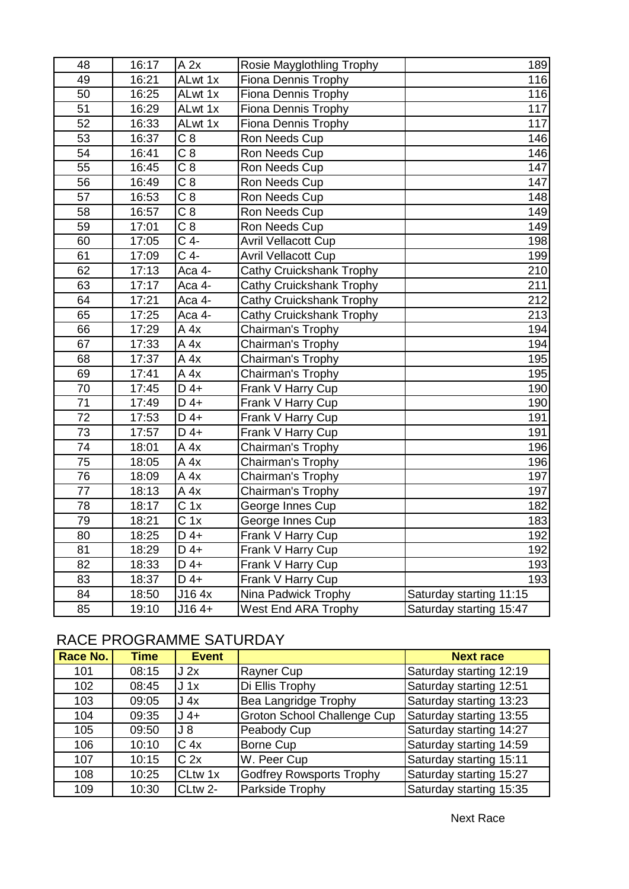| | | | | |
|---|---|---|---|---|
| 48 | 16:17 | A 2x | Rosie Mayglothling Trophy | 189 |
| 49 | 16:21 | ALwt 1x | Fiona Dennis Trophy | 116 |
| 50 | 16:25 | ALwt 1x | Fiona Dennis Trophy | 116 |
| 51 | 16:29 | ALwt 1x | Fiona Dennis Trophy | 117 |
| 52 | 16:33 | ALwt 1x | Fiona Dennis Trophy | 117 |
| 53 | 16:37 | C 8 | Ron Needs Cup | 146 |
| 54 | 16:41 | C 8 | Ron Needs Cup | 146 |
| 55 | 16:45 | C 8 | Ron Needs Cup | 147 |
| 56 | 16:49 | C 8 | Ron Needs Cup | 147 |
| 57 | 16:53 | C 8 | Ron Needs Cup | 148 |
| 58 | 16:57 | C 8 | Ron Needs Cup | 149 |
| 59 | 17:01 | C 8 | Ron Needs Cup | 149 |
| 60 | 17:05 | C 4- | Avril Vellacott Cup | 198 |
| 61 | 17:09 | C 4- | Avril Vellacott Cup | 199 |
| 62 | 17:13 | Aca 4- | Cathy Cruickshank Trophy | 210 |
| 63 | 17:17 | Aca 4- | Cathy Cruickshank Trophy | 211 |
| 64 | 17:21 | Aca 4- | Cathy Cruickshank Trophy | 212 |
| 65 | 17:25 | Aca 4- | Cathy Cruickshank Trophy | 213 |
| 66 | 17:29 | A 4x | Chairman's Trophy | 194 |
| 67 | 17:33 | A 4x | Chairman's Trophy | 194 |
| 68 | 17:37 | A 4x | Chairman's Trophy | 195 |
| 69 | 17:41 | A 4x | Chairman's Trophy | 195 |
| 70 | 17:45 | D 4+ | Frank V Harry Cup | 190 |
| 71 | 17:49 | D 4+ | Frank V Harry Cup | 190 |
| 72 | 17:53 | D 4+ | Frank V Harry Cup | 191 |
| 73 | 17:57 | D 4+ | Frank V Harry Cup | 191 |
| 74 | 18:01 | A 4x | Chairman's Trophy | 196 |
| 75 | 18:05 | A 4x | Chairman's Trophy | 196 |
| 76 | 18:09 | A 4x | Chairman's Trophy | 197 |
| 77 | 18:13 | A 4x | Chairman's Trophy | 197 |
| 78 | 18:17 | C 1x | George Innes Cup | 182 |
| 79 | 18:21 | C 1x | George Innes Cup | 183 |
| 80 | 18:25 | D 4+ | Frank V Harry Cup | 192 |
| 81 | 18:29 | D 4+ | Frank V Harry Cup | 192 |
| 82 | 18:33 | D 4+ | Frank V Harry Cup | 193 |
| 83 | 18:37 | D 4+ | Frank V Harry Cup | 193 |
| 84 | 18:50 | J16 4x | Nina Padwick Trophy | Saturday starting 11:15 |
| 85 | 19:10 | J16 4+ | West End ARA Trophy | Saturday starting 15:47 |

## RACE PROGRAMME SATURDAY

| Race No. | Time | Event | | Next race |
|---|---|---|---|---|
| 101 | 08:15 | J 2x | Rayner Cup | Saturday starting 12:19 |
| 102 | 08:45 | J 1x | Di Ellis Trophy | Saturday starting 12:51 |
| 103 | 09:05 | J 4x | Bea Langridge Trophy | Saturday starting 13:23 |
| 104 | 09:35 | J 4+ | Groton School Challenge Cup | Saturday starting 13:55 |
| 105 | 09:50 | J 8 | Peabody Cup | Saturday starting 14:27 |
| 106 | 10:10 | C 4x | Borne Cup | Saturday starting 14:59 |
| 107 | 10:15 | C 2x | W. Peer Cup | Saturday starting 15:11 |
| 108 | 10:25 | CLtw 1x | Godfrey Rowsports Trophy | Saturday starting 15:27 |
| 109 | 10:30 | CLtw 2- | Parkside Trophy | Saturday starting 15:35 |

Next Race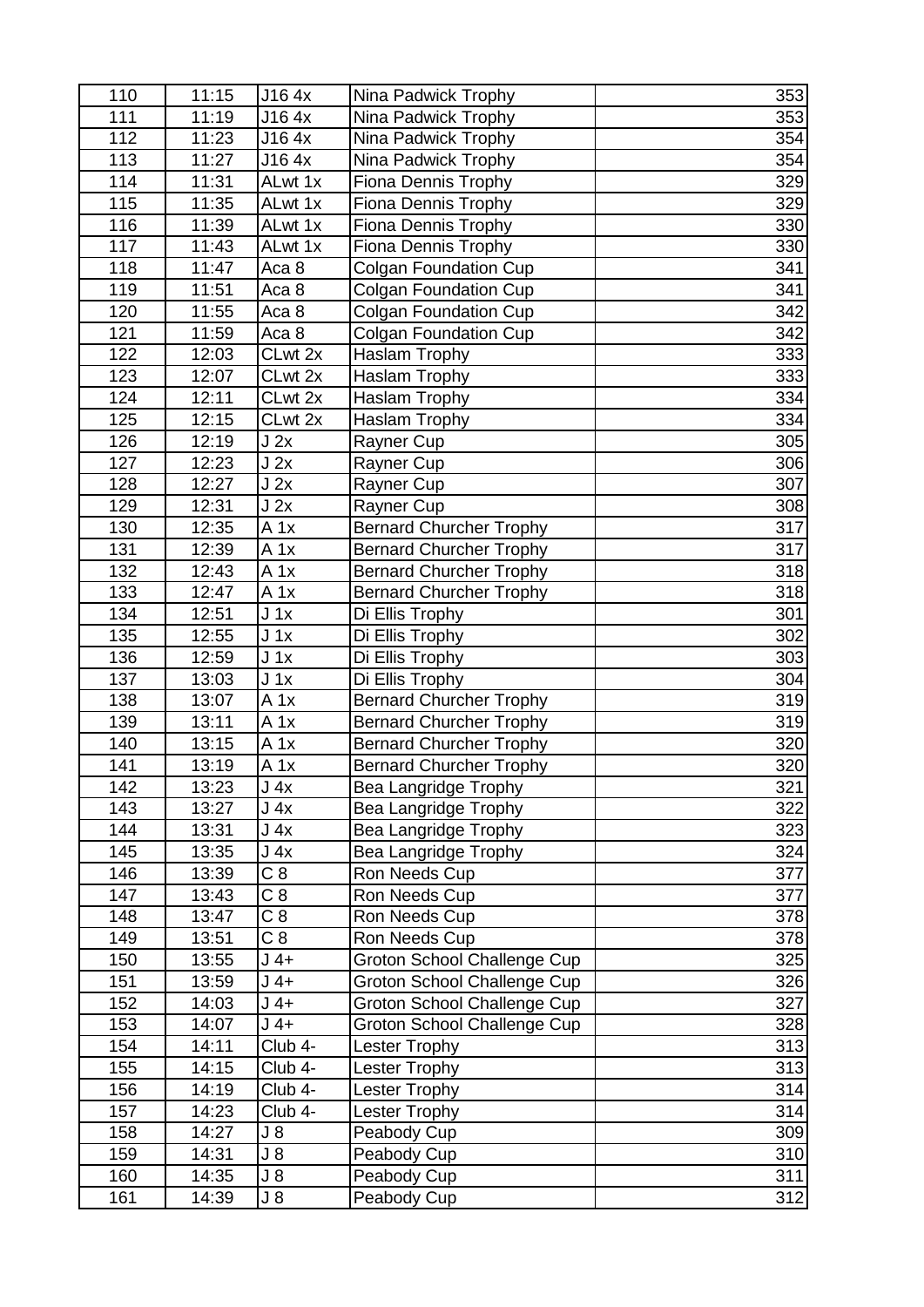| 110 | 11:15 | J16 4x | Nina Padwick Trophy | 353 |
|---|---|---|---|---|
| 111 | 11:19 | J16 4x | Nina Padwick Trophy | 353 |
| 112 | 11:23 | J16 4x | Nina Padwick Trophy | 354 |
| 113 | 11:27 | J16 4x | Nina Padwick Trophy | 354 |
| 114 | 11:31 | ALwt 1x | Fiona Dennis Trophy | 329 |
| 115 | 11:35 | ALwt 1x | Fiona Dennis Trophy | 329 |
| 116 | 11:39 | ALwt 1x | Fiona Dennis Trophy | 330 |
| 117 | 11:43 | ALwt 1x | Fiona Dennis Trophy | 330 |
| 118 | 11:47 | Aca 8 | Colgan Foundation Cup | 341 |
| 119 | 11:51 | Aca 8 | Colgan Foundation Cup | 341 |
| 120 | 11:55 | Aca 8 | Colgan Foundation Cup | 342 |
| 121 | 11:59 | Aca 8 | Colgan Foundation Cup | 342 |
| 122 | 12:03 | CLwt 2x | Haslam Trophy | 333 |
| 123 | 12:07 | CLwt 2x | Haslam Trophy | 333 |
| 124 | 12:11 | CLwt 2x | Haslam Trophy | 334 |
| 125 | 12:15 | CLwt 2x | Haslam Trophy | 334 |
| 126 | 12:19 | J 2x | Rayner Cup | 305 |
| 127 | 12:23 | J 2x | Rayner Cup | 306 |
| 128 | 12:27 | J 2x | Rayner Cup | 307 |
| 129 | 12:31 | J 2x | Rayner Cup | 308 |
| 130 | 12:35 | A 1x | Bernard Churcher Trophy | 317 |
| 131 | 12:39 | A 1x | Bernard Churcher Trophy | 317 |
| 132 | 12:43 | A 1x | Bernard Churcher Trophy | 318 |
| 133 | 12:47 | A 1x | Bernard Churcher Trophy | 318 |
| 134 | 12:51 | J 1x | Di Ellis Trophy | 301 |
| 135 | 12:55 | J 1x | Di Ellis Trophy | 302 |
| 136 | 12:59 | J 1x | Di Ellis Trophy | 303 |
| 137 | 13:03 | J 1x | Di Ellis Trophy | 304 |
| 138 | 13:07 | A 1x | Bernard Churcher Trophy | 319 |
| 139 | 13:11 | A 1x | Bernard Churcher Trophy | 319 |
| 140 | 13:15 | A 1x | Bernard Churcher Trophy | 320 |
| 141 | 13:19 | A 1x | Bernard Churcher Trophy | 320 |
| 142 | 13:23 | J 4x | Bea Langridge Trophy | 321 |
| 143 | 13:27 | J 4x | Bea Langridge Trophy | 322 |
| 144 | 13:31 | J 4x | Bea Langridge Trophy | 323 |
| 145 | 13:35 | J 4x | Bea Langridge Trophy | 324 |
| 146 | 13:39 | C 8 | Ron Needs Cup | 377 |
| 147 | 13:43 | C 8 | Ron Needs Cup | 377 |
| 148 | 13:47 | C 8 | Ron Needs Cup | 378 |
| 149 | 13:51 | C 8 | Ron Needs Cup | 378 |
| 150 | 13:55 | J 4+ | Groton School Challenge Cup | 325 |
| 151 | 13:59 | J 4+ | Groton School Challenge Cup | 326 |
| 152 | 14:03 | J 4+ | Groton School Challenge Cup | 327 |
| 153 | 14:07 | J 4+ | Groton School Challenge Cup | 328 |
| 154 | 14:11 | Club 4- | Lester Trophy | 313 |
| 155 | 14:15 | Club 4- | Lester Trophy | 313 |
| 156 | 14:19 | Club 4- | Lester Trophy | 314 |
| 157 | 14:23 | Club 4- | Lester Trophy | 314 |
| 158 | 14:27 | J 8 | Peabody Cup | 309 |
| 159 | 14:31 | J 8 | Peabody Cup | 310 |
| 160 | 14:35 | J 8 | Peabody Cup | 311 |
| 161 | 14:39 | J 8 | Peabody Cup | 312 |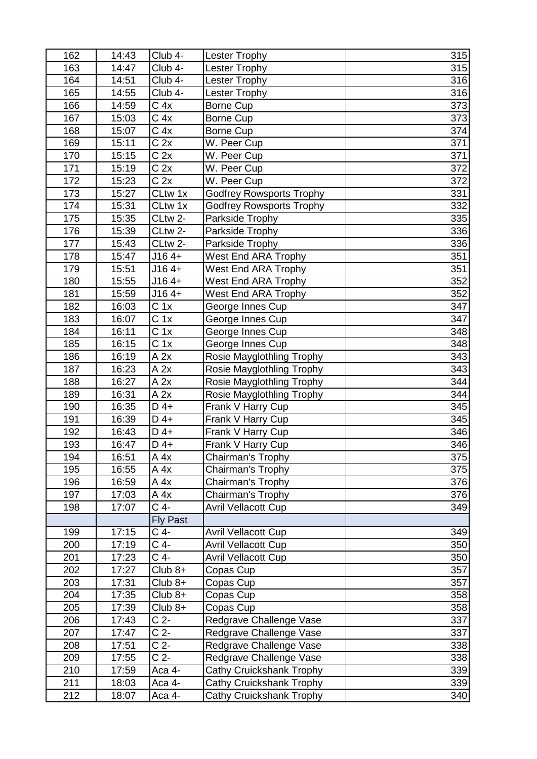| 162 | 14:43 | Club 4- | Lester Trophy | 315 |
|---|---|---|---|---|
| 163 | 14:47 | Club 4- | Lester Trophy | 315 |
| 164 | 14:51 | Club 4- | Lester Trophy | 316 |
| 165 | 14:55 | Club 4- | Lester Trophy | 316 |
| 166 | 14:59 | C 4x | Borne Cup | 373 |
| 167 | 15:03 | C 4x | Borne Cup | 373 |
| 168 | 15:07 | C 4x | Borne Cup | 374 |
| 169 | 15:11 | C 2x | W. Peer Cup | 371 |
| 170 | 15:15 | C 2x | W. Peer Cup | 371 |
| 171 | 15:19 | C 2x | W. Peer Cup | 372 |
| 172 | 15:23 | C 2x | W. Peer Cup | 372 |
| 173 | 15:27 | CLtw 1x | Godfrey Rowsports Trophy | 331 |
| 174 | 15:31 | CLtw 1x | Godfrey Rowsports Trophy | 332 |
| 175 | 15:35 | CLtw 2- | Parkside Trophy | 335 |
| 176 | 15:39 | CLtw 2- | Parkside Trophy | 336 |
| 177 | 15:43 | CLtw 2- | Parkside Trophy | 336 |
| 178 | 15:47 | J16 4+ | West End ARA Trophy | 351 |
| 179 | 15:51 | J16 4+ | West End ARA Trophy | 351 |
| 180 | 15:55 | J16 4+ | West End ARA Trophy | 352 |
| 181 | 15:59 | J16 4+ | West End ARA Trophy | 352 |
| 182 | 16:03 | C 1x | George Innes Cup | 347 |
| 183 | 16:07 | C 1x | George Innes Cup | 347 |
| 184 | 16:11 | C 1x | George Innes Cup | 348 |
| 185 | 16:15 | C 1x | George Innes Cup | 348 |
| 186 | 16:19 | A 2x | Rosie Mayglothling Trophy | 343 |
| 187 | 16:23 | A 2x | Rosie Mayglothling Trophy | 343 |
| 188 | 16:27 | A 2x | Rosie Mayglothling Trophy | 344 |
| 189 | 16:31 | A 2x | Rosie Mayglothling Trophy | 344 |
| 190 | 16:35 | D 4+ | Frank V Harry Cup | 345 |
| 191 | 16:39 | D 4+ | Frank V Harry Cup | 345 |
| 192 | 16:43 | D 4+ | Frank V Harry Cup | 346 |
| 193 | 16:47 | D 4+ | Frank V Harry Cup | 346 |
| 194 | 16:51 | A 4x | Chairman's Trophy | 375 |
| 195 | 16:55 | A 4x | Chairman's Trophy | 375 |
| 196 | 16:59 | A 4x | Chairman's Trophy | 376 |
| 197 | 17:03 | A 4x | Chairman's Trophy | 376 |
| 198 | 17:07 | C 4- | Avril Vellacott Cup | 349 |
| | | Fly Past | | |
| 199 | 17:15 | C 4- | Avril Vellacott Cup | 349 |
| 200 | 17:19 | C 4- | Avril Vellacott Cup | 350 |
| 201 | 17:23 | C 4- | Avril Vellacott Cup | 350 |
| 202 | 17:27 | Club 8+ | Copas Cup | 357 |
| 203 | 17:31 | Club 8+ | Copas Cup | 357 |
| 204 | 17:35 | Club 8+ | Copas Cup | 358 |
| 205 | 17:39 | Club 8+ | Copas Cup | 358 |
| 206 | 17:43 | C 2- | Redgrave Challenge Vase | 337 |
| 207 | 17:47 | C 2- | Redgrave Challenge Vase | 337 |
| 208 | 17:51 | C 2- | Redgrave Challenge Vase | 338 |
| 209 | 17:55 | C 2- | Redgrave Challenge Vase | 338 |
| 210 | 17:59 | Aca 4- | Cathy Cruickshank Trophy | 339 |
| 211 | 18:03 | Aca 4- | Cathy Cruickshank Trophy | 339 |
| 212 | 18:07 | Aca 4- | Cathy Cruickshank Trophy | 340 |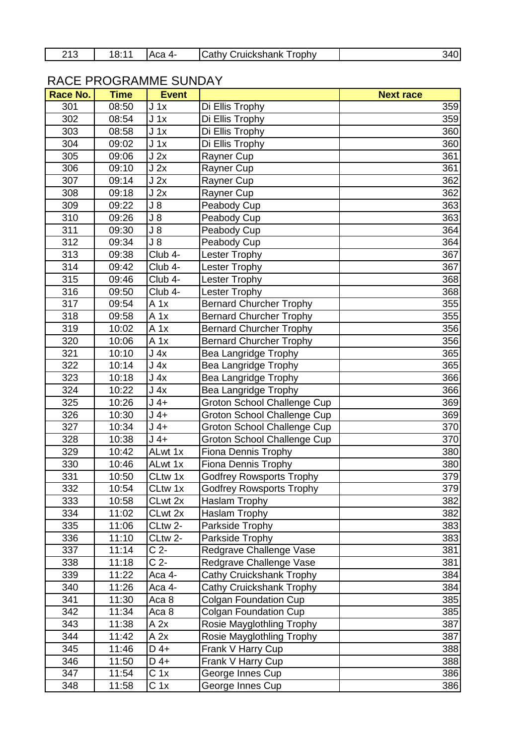| 213 | 18:11 | Aca 4- | Cathy Cruickshank Trophy | 340 |
|---|---|---|---|---|

## RACE PROGRAMME SUNDAY

| Race No. | Time | Event | | Next race |
|---|---|---|---|---|
| 301 | 08:50 | J 1x | Di Ellis Trophy | 359 |
| 302 | 08:54 | J 1x | Di Ellis Trophy | 359 |
| 303 | 08:58 | J 1x | Di Ellis Trophy | 360 |
| 304 | 09:02 | J 1x | Di Ellis Trophy | 360 |
| 305 | 09:06 | J 2x | Rayner Cup | 361 |
| 306 | 09:10 | J 2x | Rayner Cup | 361 |
| 307 | 09:14 | J 2x | Rayner Cup | 362 |
| 308 | 09:18 | J 2x | Rayner Cup | 362 |
| 309 | 09:22 | J 8 | Peabody Cup | 363 |
| 310 | 09:26 | J 8 | Peabody Cup | 363 |
| 311 | 09:30 | J 8 | Peabody Cup | 364 |
| 312 | 09:34 | J 8 | Peabody Cup | 364 |
| 313 | 09:38 | Club 4- | Lester Trophy | 367 |
| 314 | 09:42 | Club 4- | Lester Trophy | 367 |
| 315 | 09:46 | Club 4- | Lester Trophy | 368 |
| 316 | 09:50 | Club 4- | Lester Trophy | 368 |
| 317 | 09:54 | A 1x | Bernard Churcher Trophy | 355 |
| 318 | 09:58 | A 1x | Bernard Churcher Trophy | 355 |
| 319 | 10:02 | A 1x | Bernard Churcher Trophy | 356 |
| 320 | 10:06 | A 1x | Bernard Churcher Trophy | 356 |
| 321 | 10:10 | J 4x | Bea Langridge Trophy | 365 |
| 322 | 10:14 | J 4x | Bea Langridge Trophy | 365 |
| 323 | 10:18 | J 4x | Bea Langridge Trophy | 366 |
| 324 | 10:22 | J 4x | Bea Langridge Trophy | 366 |
| 325 | 10:26 | J 4+ | Groton School Challenge Cup | 369 |
| 326 | 10:30 | J 4+ | Groton School Challenge Cup | 369 |
| 327 | 10:34 | J 4+ | Groton School Challenge Cup | 370 |
| 328 | 10:38 | J 4+ | Groton School Challenge Cup | 370 |
| 329 | 10:42 | ALwt 1x | Fiona Dennis Trophy | 380 |
| 330 | 10:46 | ALwt 1x | Fiona Dennis Trophy | 380 |
| 331 | 10:50 | CLtw 1x | Godfrey Rowsports Trophy | 379 |
| 332 | 10:54 | CLtw 1x | Godfrey Rowsports Trophy | 379 |
| 333 | 10:58 | CLwt 2x | Haslam Trophy | 382 |
| 334 | 11:02 | CLwt 2x | Haslam Trophy | 382 |
| 335 | 11:06 | CLtw 2- | Parkside Trophy | 383 |
| 336 | 11:10 | CLtw 2- | Parkside Trophy | 383 |
| 337 | 11:14 | C 2- | Redgrave Challenge Vase | 381 |
| 338 | 11:18 | C 2- | Redgrave Challenge Vase | 381 |
| 339 | 11:22 | Aca 4- | Cathy Cruickshank Trophy | 384 |
| 340 | 11:26 | Aca 4- | Cathy Cruickshank Trophy | 384 |
| 341 | 11:30 | Aca 8 | Colgan Foundation Cup | 385 |
| 342 | 11:34 | Aca 8 | Colgan Foundation Cup | 385 |
| 343 | 11:38 | A 2x | Rosie Mayglothling Trophy | 387 |
| 344 | 11:42 | A 2x | Rosie Mayglothling Trophy | 387 |
| 345 | 11:46 | D 4+ | Frank V Harry Cup | 388 |
| 346 | 11:50 | D 4+ | Frank V Harry Cup | 388 |
| 347 | 11:54 | C 1x | George Innes Cup | 386 |
| 348 | 11:58 | C 1x | George Innes Cup | 386 |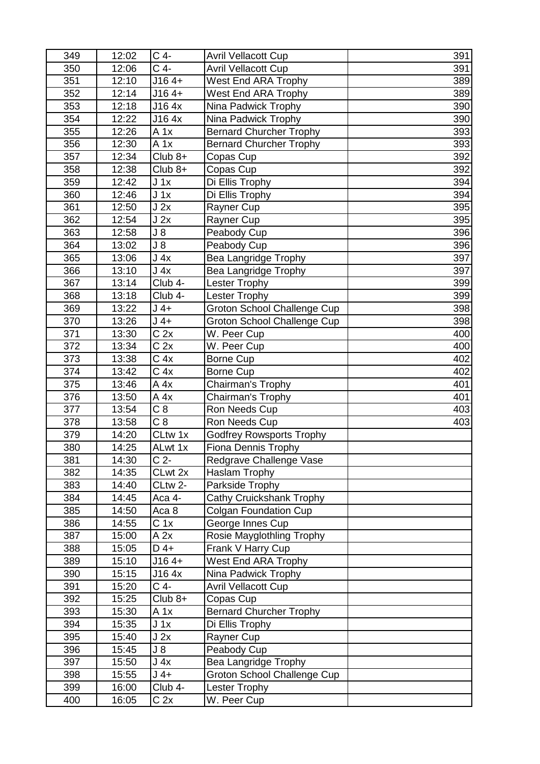| 349 | 12:02 | C 4- | Avril Vellacott Cup | 391 |
|---|---|---|---|---|
| 350 | 12:06 | C 4- | Avril Vellacott Cup | 391 |
| 351 | 12:10 | J16 4+ | West End ARA Trophy | 389 |
| 352 | 12:14 | J16 4+ | West End ARA Trophy | 389 |
| 353 | 12:18 | J16 4x | Nina Padwick Trophy | 390 |
| 354 | 12:22 | J16 4x | Nina Padwick Trophy | 390 |
| 355 | 12:26 | A 1x | Bernard Churcher Trophy | 393 |
| 356 | 12:30 | A 1x | Bernard Churcher Trophy | 393 |
| 357 | 12:34 | Club 8+ | Copas Cup | 392 |
| 358 | 12:38 | Club 8+ | Copas Cup | 392 |
| 359 | 12:42 | J 1x | Di Ellis Trophy | 394 |
| 360 | 12:46 | J 1x | Di Ellis Trophy | 394 |
| 361 | 12:50 | J 2x | Rayner Cup | 395 |
| 362 | 12:54 | J 2x | Rayner Cup | 395 |
| 363 | 12:58 | J 8 | Peabody Cup | 396 |
| 364 | 13:02 | J 8 | Peabody Cup | 396 |
| 365 | 13:06 | J 4x | Bea Langridge Trophy | 397 |
| 366 | 13:10 | J 4x | Bea Langridge Trophy | 397 |
| 367 | 13:14 | Club 4- | Lester Trophy | 399 |
| 368 | 13:18 | Club 4- | Lester Trophy | 399 |
| 369 | 13:22 | J 4+ | Groton School Challenge Cup | 398 |
| 370 | 13:26 | J 4+ | Groton School Challenge Cup | 398 |
| 371 | 13:30 | C 2x | W. Peer Cup | 400 |
| 372 | 13:34 | C 2x | W. Peer Cup | 400 |
| 373 | 13:38 | C 4x | Borne Cup | 402 |
| 374 | 13:42 | C 4x | Borne Cup | 402 |
| 375 | 13:46 | A 4x | Chairman's Trophy | 401 |
| 376 | 13:50 | A 4x | Chairman's Trophy | 401 |
| 377 | 13:54 | C 8 | Ron Needs Cup | 403 |
| 378 | 13:58 | C 8 | Ron Needs Cup | 403 |
| 379 | 14:20 | CLtw 1x | Godfrey Rowsports Trophy | |
| 380 | 14:25 | ALwt 1x | Fiona Dennis Trophy | |
| 381 | 14:30 | C 2- | Redgrave Challenge Vase | |
| 382 | 14:35 | CLwt 2x | Haslam Trophy | |
| 383 | 14:40 | CLtw 2- | Parkside Trophy | |
| 384 | 14:45 | Aca 4- | Cathy Cruickshank Trophy | |
| 385 | 14:50 | Aca 8 | Colgan Foundation Cup | |
| 386 | 14:55 | C 1x | George Innes Cup | |
| 387 | 15:00 | A 2x | Rosie Mayglothling Trophy | |
| 388 | 15:05 | D 4+ | Frank V Harry Cup | |
| 389 | 15:10 | J16 4+ | West End ARA Trophy | |
| 390 | 15:15 | J16 4x | Nina Padwick Trophy | |
| 391 | 15:20 | C 4- | Avril Vellacott Cup | |
| 392 | 15:25 | Club 8+ | Copas Cup | |
| 393 | 15:30 | A 1x | Bernard Churcher Trophy | |
| 394 | 15:35 | J 1x | Di Ellis Trophy | |
| 395 | 15:40 | J 2x | Rayner Cup | |
| 396 | 15:45 | J 8 | Peabody Cup | |
| 397 | 15:50 | J 4x | Bea Langridge Trophy | |
| 398 | 15:55 | J 4+ | Groton School Challenge Cup | |
| 399 | 16:00 | Club 4- | Lester Trophy | |
| 400 | 16:05 | C 2x | W. Peer Cup | |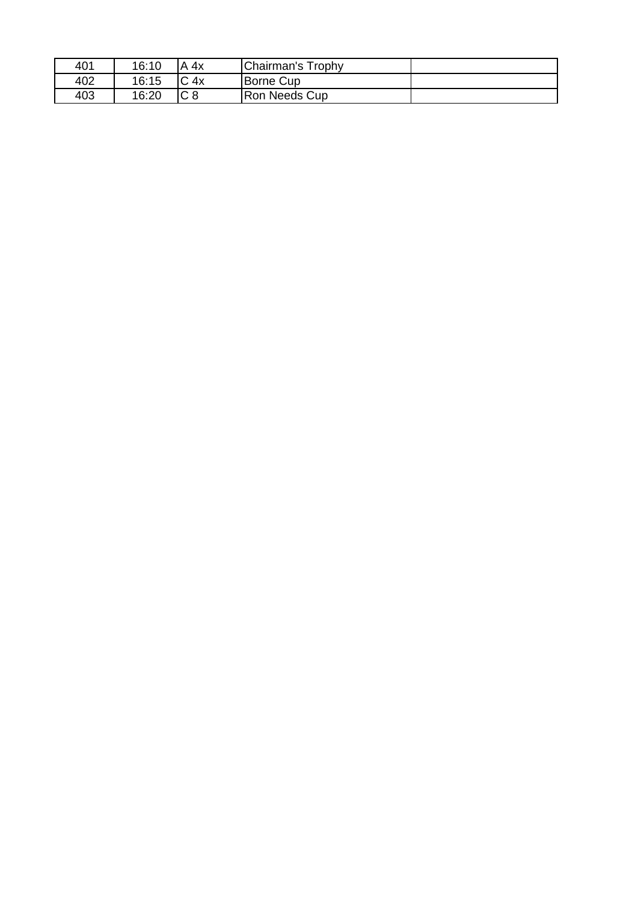| | | | | |
|---|---|---|---|---|
| 401 | 16:10 | A 4x | Chairman's Trophy | |
| 402 | 16:15 | C 4x | Borne Cup | |
| 403 | 16:20 | C 8 | Ron Needs Cup | |